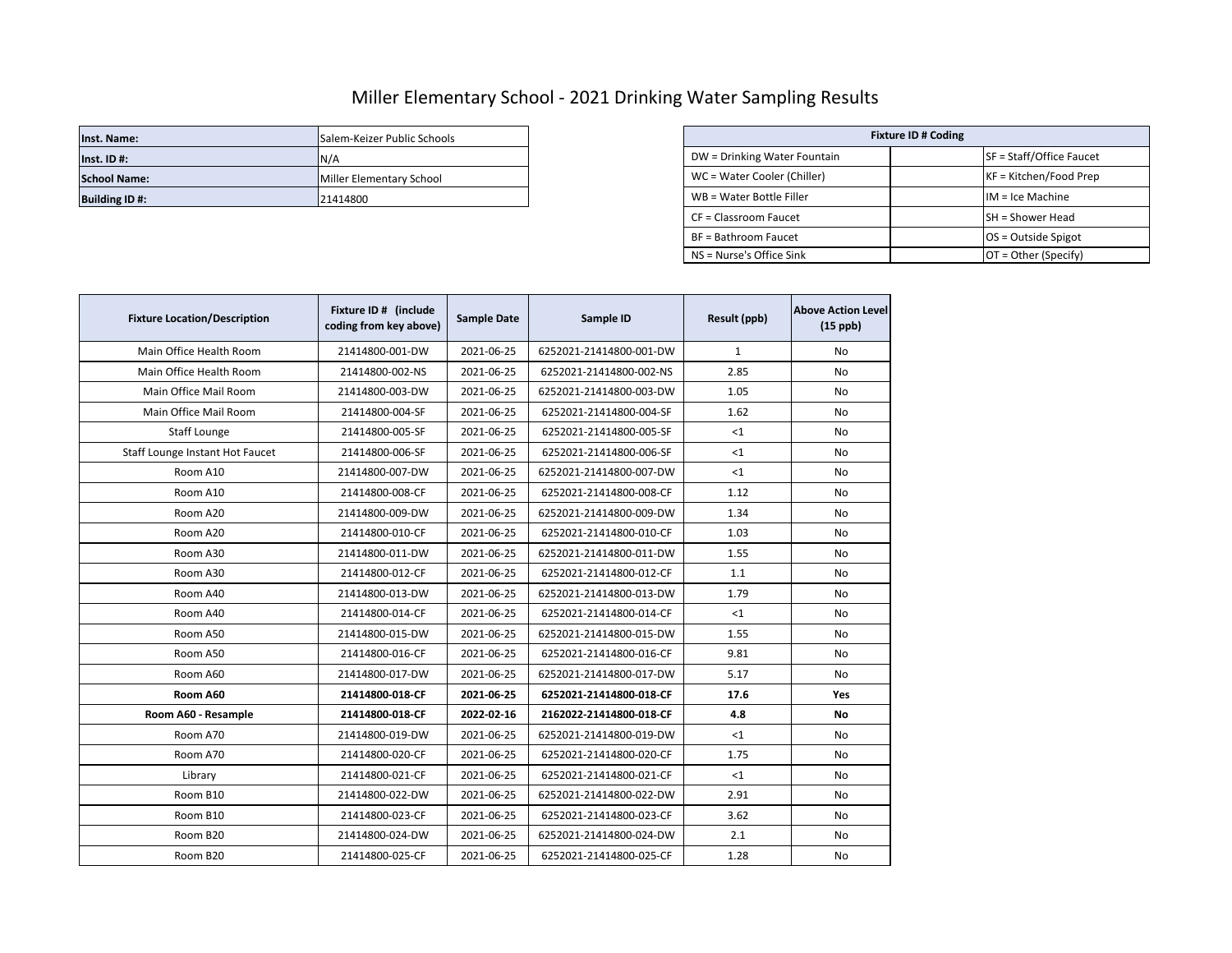# Miller Elementary School - 2021 Drinking Water Sampling Results

| | |
|---|---|
| **Inst. Name:** | Salem-Keizer Public Schools |
| **Inst. ID #:** | N/A |
| **School Name:** | Miller Elementary School |
| **Building ID #:** | 21414800 |

| Fixture ID # Coding | | |
|---|---|---|
| DW = Drinking Water Fountain | | SF = Staff/Office Faucet |
| WC = Water Cooler (Chiller) | | KF = Kitchen/Food Prep |
| WB = Water Bottle Filler | | IM = Ice Machine |
| CF = Classroom Faucet | | SH = Shower Head |
| BF = Bathroom Faucet | | OS = Outside Spigot |
| NS = Nurse's Office Sink | | OT = Other (Specify) |

| Fixture Location/Description | Fixture ID # (include coding from key above) | Sample Date | Sample ID | Result (ppb) | Above Action Level (15 ppb) |
|---|---|---|---|---|---|
| Main Office Health Room | 21414800-001-DW | 2021-06-25 | 6252021-21414800-001-DW | 1 | No |
| Main Office Health Room | 21414800-002-NS | 2021-06-25 | 6252021-21414800-002-NS | 2.85 | No |
| Main Office Mail Room | 21414800-003-DW | 2021-06-25 | 6252021-21414800-003-DW | 1.05 | No |
| Main Office Mail Room | 21414800-004-SF | 2021-06-25 | 6252021-21414800-004-SF | 1.62 | No |
| Staff Lounge | 21414800-005-SF | 2021-06-25 | 6252021-21414800-005-SF | <1 | No |
| Staff Lounge Instant Hot Faucet | 21414800-006-SF | 2021-06-25 | 6252021-21414800-006-SF | <1 | No |
| Room A10 | 21414800-007-DW | 2021-06-25 | 6252021-21414800-007-DW | <1 | No |
| Room A10 | 21414800-008-CF | 2021-06-25 | 6252021-21414800-008-CF | 1.12 | No |
| Room A20 | 21414800-009-DW | 2021-06-25 | 6252021-21414800-009-DW | 1.34 | No |
| Room A20 | 21414800-010-CF | 2021-06-25 | 6252021-21414800-010-CF | 1.03 | No |
| Room A30 | 21414800-011-DW | 2021-06-25 | 6252021-21414800-011-DW | 1.55 | No |
| Room A30 | 21414800-012-CF | 2021-06-25 | 6252021-21414800-012-CF | 1.1 | No |
| Room A40 | 21414800-013-DW | 2021-06-25 | 6252021-21414800-013-DW | 1.79 | No |
| Room A40 | 21414800-014-CF | 2021-06-25 | 6252021-21414800-014-CF | <1 | No |
| Room A50 | 21414800-015-DW | 2021-06-25 | 6252021-21414800-015-DW | 1.55 | No |
| Room A50 | 21414800-016-CF | 2021-06-25 | 6252021-21414800-016-CF | 9.81 | No |
| Room A60 | 21414800-017-DW | 2021-06-25 | 6252021-21414800-017-DW | 5.17 | No |
| **Room A60** | **21414800-018-CF** | **2021-06-25** | **6252021-21414800-018-CF** | **17.6** | **Yes** |
| **Room A60 - Resample** | **21414800-018-CF** | **2022-02-16** | **2162022-21414800-018-CF** | **4.8** | **No** |
| Room A70 | 21414800-019-DW | 2021-06-25 | 6252021-21414800-019-DW | <1 | No |
| Room A70 | 21414800-020-CF | 2021-06-25 | 6252021-21414800-020-CF | 1.75 | No |
| Library | 21414800-021-CF | 2021-06-25 | 6252021-21414800-021-CF | <1 | No |
| Room B10 | 21414800-022-DW | 2021-06-25 | 6252021-21414800-022-DW | 2.91 | No |
| Room B10 | 21414800-023-CF | 2021-06-25 | 6252021-21414800-023-CF | 3.62 | No |
| Room B20 | 21414800-024-DW | 2021-06-25 | 6252021-21414800-024-DW | 2.1 | No |
| Room B20 | 21414800-025-CF | 2021-06-25 | 6252021-21414800-025-CF | 1.28 | No |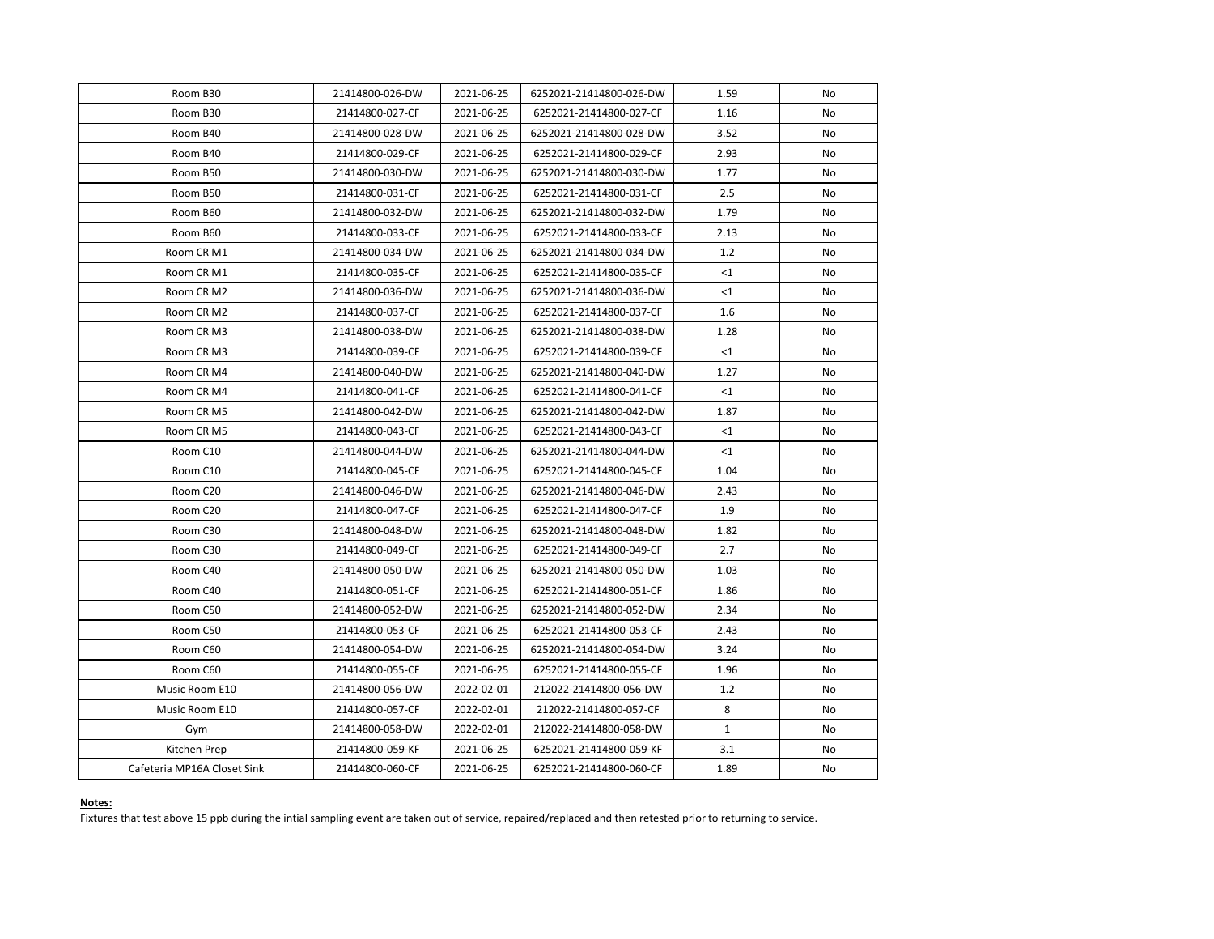| | | | | | |
|---|---|---|---|---|---|
| Room B30 | 21414800-026-DW | 2021-06-25 | 6252021-21414800-026-DW | 1.59 | No |
| Room B30 | 21414800-027-CF | 2021-06-25 | 6252021-21414800-027-CF | 1.16 | No |
| Room B40 | 21414800-028-DW | 2021-06-25 | 6252021-21414800-028-DW | 3.52 | No |
| Room B40 | 21414800-029-CF | 2021-06-25 | 6252021-21414800-029-CF | 2.93 | No |
| Room B50 | 21414800-030-DW | 2021-06-25 | 6252021-21414800-030-DW | 1.77 | No |
| Room B50 | 21414800-031-CF | 2021-06-25 | 6252021-21414800-031-CF | 2.5 | No |
| Room B60 | 21414800-032-DW | 2021-06-25 | 6252021-21414800-032-DW | 1.79 | No |
| Room B60 | 21414800-033-CF | 2021-06-25 | 6252021-21414800-033-CF | 2.13 | No |
| Room CR M1 | 21414800-034-DW | 2021-06-25 | 6252021-21414800-034-DW | 1.2 | No |
| Room CR M1 | 21414800-035-CF | 2021-06-25 | 6252021-21414800-035-CF | <1 | No |
| Room CR M2 | 21414800-036-DW | 2021-06-25 | 6252021-21414800-036-DW | <1 | No |
| Room CR M2 | 21414800-037-CF | 2021-06-25 | 6252021-21414800-037-CF | 1.6 | No |
| Room CR M3 | 21414800-038-DW | 2021-06-25 | 6252021-21414800-038-DW | 1.28 | No |
| Room CR M3 | 21414800-039-CF | 2021-06-25 | 6252021-21414800-039-CF | <1 | No |
| Room CR M4 | 21414800-040-DW | 2021-06-25 | 6252021-21414800-040-DW | 1.27 | No |
| Room CR M4 | 21414800-041-CF | 2021-06-25 | 6252021-21414800-041-CF | <1 | No |
| Room CR M5 | 21414800-042-DW | 2021-06-25 | 6252021-21414800-042-DW | 1.87 | No |
| Room CR M5 | 21414800-043-CF | 2021-06-25 | 6252021-21414800-043-CF | <1 | No |
| Room C10 | 21414800-044-DW | 2021-06-25 | 6252021-21414800-044-DW | <1 | No |
| Room C10 | 21414800-045-CF | 2021-06-25 | 6252021-21414800-045-CF | 1.04 | No |
| Room C20 | 21414800-046-DW | 2021-06-25 | 6252021-21414800-046-DW | 2.43 | No |
| Room C20 | 21414800-047-CF | 2021-06-25 | 6252021-21414800-047-CF | 1.9 | No |
| Room C30 | 21414800-048-DW | 2021-06-25 | 6252021-21414800-048-DW | 1.82 | No |
| Room C30 | 21414800-049-CF | 2021-06-25 | 6252021-21414800-049-CF | 2.7 | No |
| Room C40 | 21414800-050-DW | 2021-06-25 | 6252021-21414800-050-DW | 1.03 | No |
| Room C40 | 21414800-051-CF | 2021-06-25 | 6252021-21414800-051-CF | 1.86 | No |
| Room C50 | 21414800-052-DW | 2021-06-25 | 6252021-21414800-052-DW | 2.34 | No |
| Room C50 | 21414800-053-CF | 2021-06-25 | 6252021-21414800-053-CF | 2.43 | No |
| Room C60 | 21414800-054-DW | 2021-06-25 | 6252021-21414800-054-DW | 3.24 | No |
| Room C60 | 21414800-055-CF | 2021-06-25 | 6252021-21414800-055-CF | 1.96 | No |
| Music Room E10 | 21414800-056-DW | 2022-02-01 | 212022-21414800-056-DW | 1.2 | No |
| Music Room E10 | 21414800-057-CF | 2022-02-01 | 212022-21414800-057-CF | 8 | No |
| Gym | 21414800-058-DW | 2022-02-01 | 212022-21414800-058-DW | 1 | No |
| Kitchen Prep | 21414800-059-KF | 2021-06-25 | 6252021-21414800-059-KF | 3.1 | No |
| Cafeteria MP16A Closet Sink | 21414800-060-CF | 2021-06-25 | 6252021-21414800-060-CF | 1.89 | No |

**Notes:**

Fixtures that test above 15 ppb during the intial sampling event are taken out of service, repaired/replaced and then retested prior to returning to service.